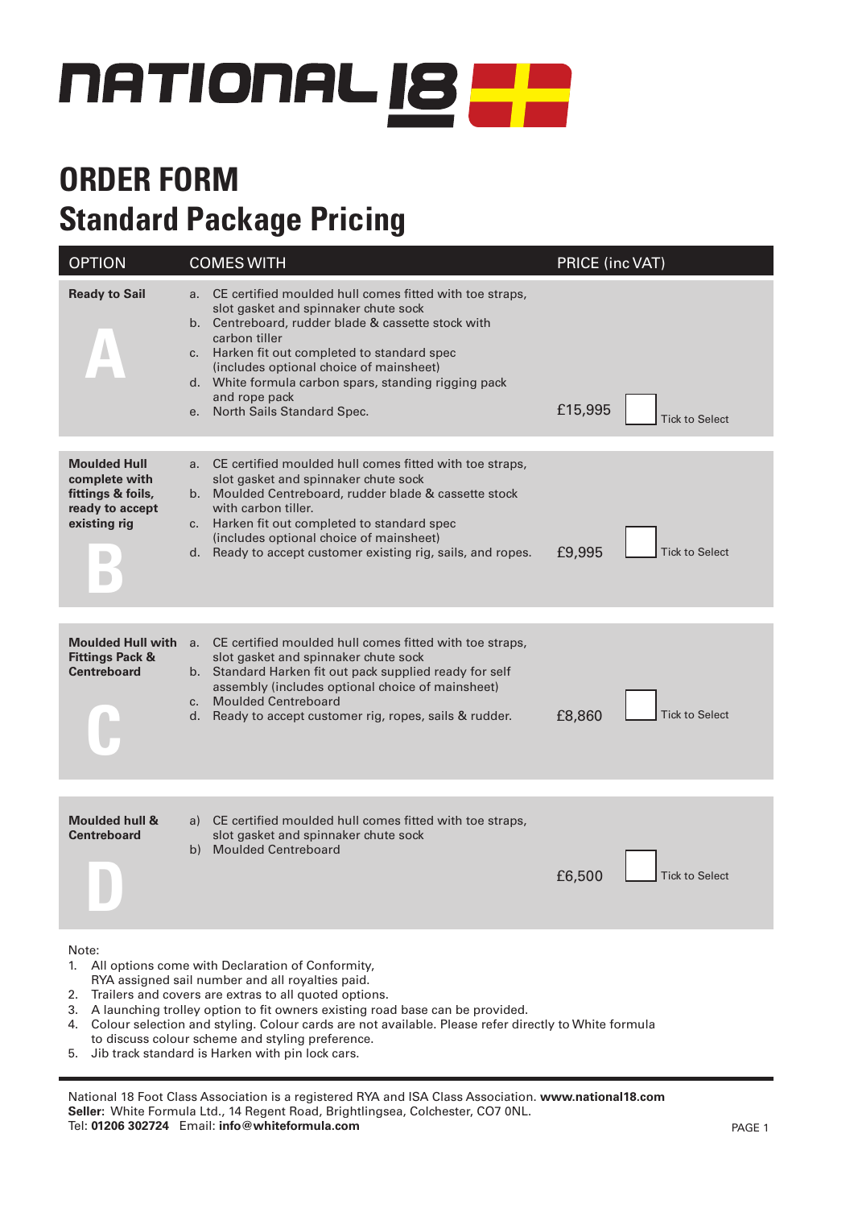# NATIONAL 18

## ORDER FORM
## Standard Package Pricing

| OPTION | COMES WITH | PRICE (inc VAT) | |
|---|---|---|---|
| **Ready to Sail** **A** | a. CE certified moulded hull comes fitted with toe straps, slot gasket and spinnaker chute sock<br>b. Centreboard, rudder blade & cassette stock with carbon tiller<br>c. Harken fit out completed to standard spec (includes optional choice of mainsheet)<br>d. White formula carbon spars, standing rigging pack and rope pack<br>e. North Sails Standard Spec. | £15,995 | ☐ Tick to Select |
| **Moulded Hull complete with fittings & foils, ready to accept existing rig** **B** | a. CE certified moulded hull comes fitted with toe straps, slot gasket and spinnaker chute sock<br>b. Moulded Centreboard, rudder blade & cassette stock with carbon tiller.<br>c. Harken fit out completed to standard spec (includes optional choice of mainsheet)<br>d. Ready to accept customer existing rig, sails, and ropes. | £9,995 | ☐ Tick to Select |
| **Moulded Hull with Fittings Pack & Centreboard** **C** | a. CE certified moulded hull comes fitted with toe straps, slot gasket and spinnaker chute sock<br>b. Standard Harken fit out pack supplied ready for self assembly (includes optional choice of mainsheet)<br>c. Moulded Centreboard<br>d. Ready to accept customer rig, ropes, sails & rudder. | £8,860 | ☐ Tick to Select |
| **Moulded hull & Centreboard** **D** | a) CE certified moulded hull comes fitted with toe straps, slot gasket and spinnaker chute sock<br>b) Moulded Centreboard | £6,500 | ☐ Tick to Select |

Note:
1. All options come with Declaration of Conformity, RYA assigned sail number and all royalties paid.
2. Trailers and covers are extras to all quoted options.
3. A launching trolley option to fit owners existing road base can be provided.
4. Colour selection and styling. Colour cards are not available. Please refer directly to White formula to discuss colour scheme and styling preference.
5. Jib track standard is Harken with pin lock cars.

National 18 Foot Class Association is a registered RYA and ISA Class Association. **www.national18.com**
**Seller:** White Formula Ltd., 14 Regent Road, Brightlingsea, Colchester, CO7 0NL.
Tel: **01206 302724** Email: **info@whiteformula.com**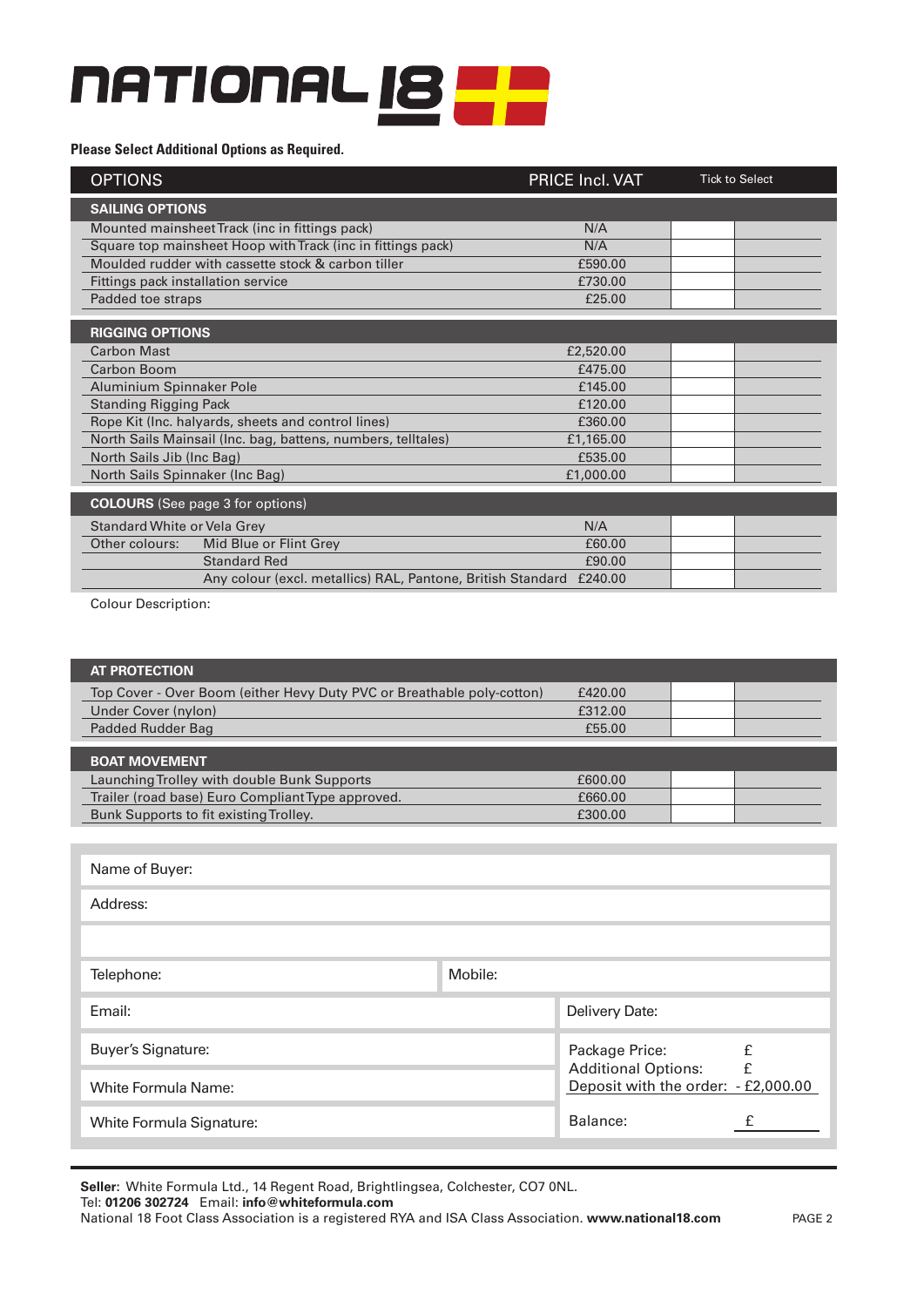# NATIONAL 18

**Please Select Additional Options as Required.**

| OPTIONS | PRICE Incl. VAT | Tick to Select |
|---|---|---|
| **SAILING OPTIONS** | | |
| Mounted mainsheet Track (inc in fittings pack) | N/A | |
| Square top mainsheet Hoop with Track (inc in fittings pack) | N/A | |
| Moulded rudder with cassette stock & carbon tiller | £590.00 | |
| Fittings pack installation service | £730.00 | |
| Padded toe straps | £25.00 | |
| **RIGGING OPTIONS** | | |
| Carbon Mast | £2,520.00 | |
| Carbon Boom | £475.00 | |
| Aluminium Spinnaker Pole | £145.00 | |
| Standing Rigging Pack | £120.00 | |
| Rope Kit (Inc. halyards, sheets and control lines) | £360.00 | |
| North Sails Mainsail (Inc. bag, battens, numbers, telltales) | £1,165.00 | |
| North Sails Jib (Inc Bag) | £535.00 | |
| North Sails Spinnaker (Inc Bag) | £1,000.00 | |
| **COLOURS** (See page 3 for options) | | |
| Standard White or Vela Grey | N/A | |
| Other colours: Mid Blue or Flint Grey | £60.00 | |
| Standard Red | £90.00 | |
| Any colour (excl. metallics) RAL, Pantone, British Standard | £240.00 | |

Colour Description:

| AT PROTECTION | | |
|---|---|---|
| Top Cover - Over Boom (either Hevy Duty PVC or Breathable poly-cotton) | £420.00 | |
| Under Cover (nylon) | £312.00 | |
| Padded Rudder Bag | £55.00 | |
| **BOAT MOVEMENT** | | |
| Launching Trolley with double Bunk Supports | £600.00 | |
| Trailer (road base) Euro Compliant Type approved. | £660.00 | |
| Bunk Supports to fit existing Trolley. | £300.00 | |

Name of Buyer:

Address:

Telephone: Mobile:

Email: Delivery Date:

Buyer's Signature:

White Formula Name:

White Formula Signature:

Package Price: £
Additional Options: £
Deposit with the order: - £2,000.00
Balance: £

**Seller:** White Formula Ltd., 14 Regent Road, Brightlingsea, Colchester, CO7 0NL.
Tel: **01206 302724** Email: **info@whiteformula.com**
National 18 Foot Class Association is a registered RYA and ISA Class Association. **www.national18.com**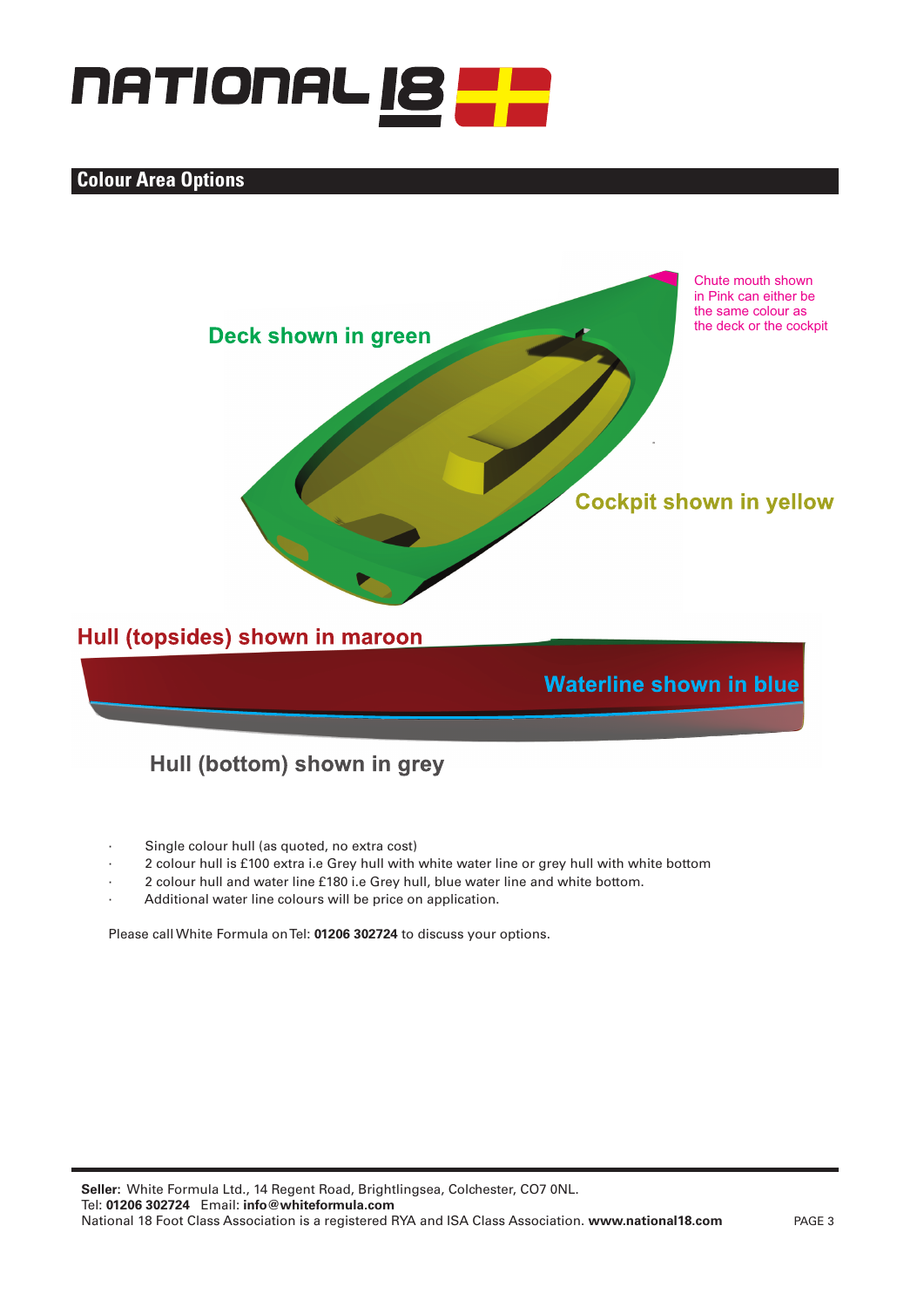# NATIONAL 18

## Colour Area Options

Deck shown in green

Chute mouth shown in Pink can either be the same colour as the deck or the cockpit

Cockpit shown in yellow

Hull (topsides) shown in maroon

Waterline shown in blue

Hull (bottom) shown in grey

- Single colour hull (as quoted, no extra cost)
- 2 colour hull is £100 extra i.e Grey hull with white water line or grey hull with white bottom
- 2 colour hull and water line £180 i.e Grey hull, blue water line and white bottom.
- Additional water line colours will be price on application.

Please call White Formula on Tel: **01206 302724** to discuss your options.

**Seller:** White Formula Ltd., 14 Regent Road, Brightlingsea, Colchester, CO7 0NL.
Tel: **01206 302724** Email: **info@whiteformula.com**
National 18 Foot Class Association is a registered RYA and ISA Class Association. **www.national18.com**